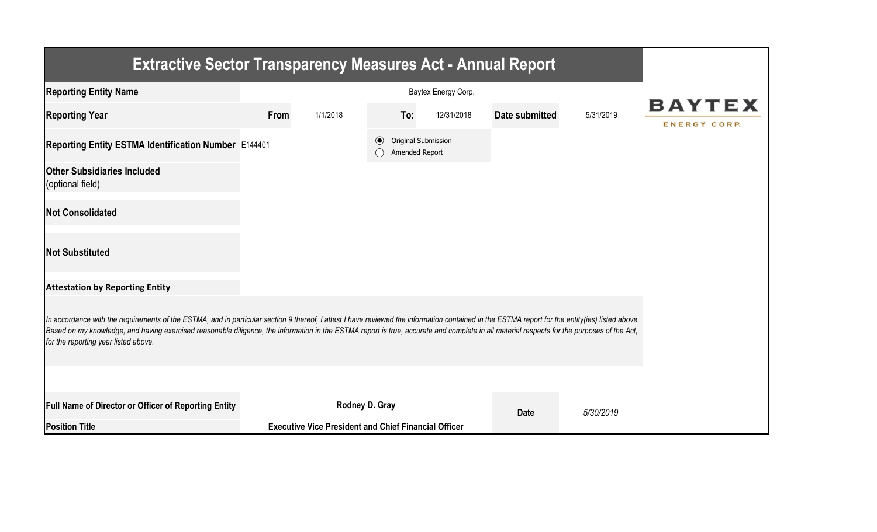# Extractive Sector Transparency Measures Act - Annual Report

BAYTEX ENERGY CORP.

| | | | | | | |
|---|---|---|---|---|---|---|
| **Reporting Entity Name** | Baytex Energy Corp. | | | | | |
| **Reporting Year** | **From** | 1/1/2018 | **To:** | 12/31/2018 | **Date submitted** | 5/31/2019 |
| **Reporting Entity ESTMA Identification Number** | E144401 | | (●) Original Submission<br>( ) Amended Report | | | |
| **Other Subsidiaries Included** (optional field) | | | | | | |
| **Not Consolidated** | | | | | | |
| **Not Substituted** | | | | | | |

**Attestation by Reporting Entity**

*In accordance with the requirements of the ESTMA, and in particular section 9 thereof, I attest I have reviewed the information contained in the ESTMA report for the entity(ies) listed above. Based on my knowledge, and having exercised reasonable diligence, the information in the ESTMA report is true, accurate and complete in all material respects for the purposes of the Act, for the reporting year listed above.*

| | | | |
|---|---|---|---|
| **Full Name of Director or Officer of Reporting Entity** | **Rodney D. Gray** | **Date** | *5/30/2019* |
| **Position Title** | **Executive Vice President and Chief Financial Officer** | | |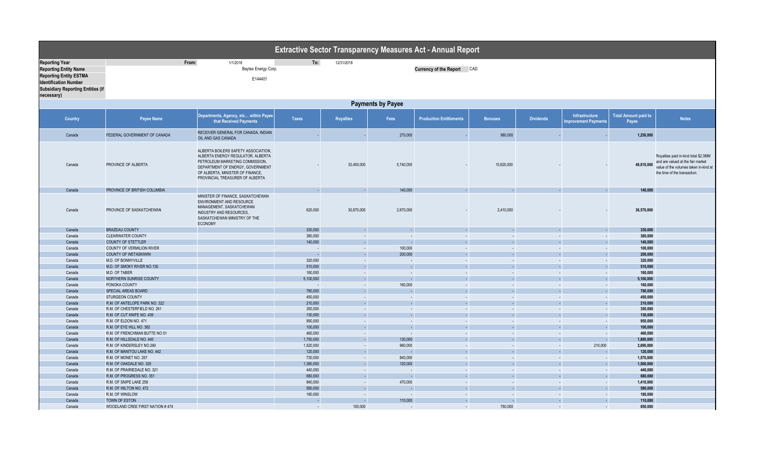# Extractive Sector Transparency Measures Act - Annual Report

| | |
|---|---|
| **Reporting Year** | From: 1/1/2018 To: 12/31/2018 |
| **Reporting Entity Name** | Baytex Energy Corp. |
| **Currency of the Report** | CAD |
| **Reporting Entity ESTMA Identification Number** | E144401 |
| **Subsidiary Reporting Entities (if necessary)** | |

## Payments by Payee

| Country | Payee Name | Departments, Agency, etc... within Payee that Received Payments | Taxes | Royalties | Fees | Production Entitlements | Bonuses | Dividends | Infrastructure Improvement Payments | Total Amount paid to Payee | Notes |
|---|---|---|---|---|---|---|---|---|---|---|---|
| Canada | FEDERAL GOVERNMENT OF CANADA | RECEIVER GENERAL FOR CANADA, INDIAN OIL AND GAS CANADA | - | - | 270,000 | - | 980,000 | - | - | 1,250,000 | |
| Canada | PROVINCE OF ALBERTA | ALBERTA BOILERS SAFETY ASSOCIATION, ALBERTA ENERGY REGULATOR, ALBERTA PETROLEUM MARKETING COMMISSION, DEPARTMENT OF ENERGY, GOVERNMENT OF ALBERTA, MINISTER OF FINANCE, PROVINCIAL TREASURER OF ALBERTA | - | 33,450,000 | 5,740,000 | - | 10,620,000 | - | - | 49,810,000 | Royalties paid in-kind total $2.3MM and are valued at the fair market value of the volumes taken in-kind at the time of the transaction. |
| Canada | PROVINCE OF BRITISH COLUMBIA | | - | - | 140,000 | - | - | - | - | 140,000 | |
| Canada | PROVINCE OF SASKATCHEWAN | MINISTER OF FINANCE, SASKATCHEWAN ENVIRONMENT AND RESOURCE MANAGEMENT, SASKATCHEWAN INDUSTRY AND RESOURCES, SASKATCHEWAN MINISTRY OF THE ECONOMY | 620,000 | 30,870,000 | 2,670,000 | - | 2,410,000 | - | - | 36,570,000 | |
| Canada | BRAZEAU COUNTY | | 330,000 | - | - | - | - | - | - | 330,000 | |
| Canada | CLEARWATER COUNTY | | 380,000 | - | - | - | - | - | - | 380,000 | |
| Canada | COUNTY OF STETTLER | | 140,000 | - | - | - | - | - | - | 140,000 | |
| Canada | COUNTY OF VERMILION RIVER | | - | - | 100,000 | - | - | - | - | 100,000 | |
| Canada | COUNTY OF WETASKIWIN | | - | - | 200,000 | - | - | - | - | 200,000 | |
| Canada | M.D. OF BONNYVILLE | | 320,000 | - | - | - | - | - | - | 320,000 | |
| Canada | M.D. OF SMOKY RIVER NO.130 | | 510,000 | - | - | - | - | - | - | 510,000 | |
| Canada | M.D. OF TABER | | 160,000 | - | - | - | - | - | - | 160,000 | |
| Canada | NORTHERN SUNRISE COUNTY | | 5,100,000 | - | - | - | - | - | - | 5,100,000 | |
| Canada | PONOKA COUNTY | | - | - | 160,000 | - | - | - | - | 160,000 | |
| Canada | SPECIAL AREAS BOARD | | 780,000 | - | - | - | - | - | - | 780,000 | |
| Canada | STURGEON COUNTY | | 450,000 | - | - | - | - | - | - | 450,000 | |
| Canada | R.M. OF ANTELOPE PARK NO. 322 | | 210,000 | - | - | - | - | - | - | 210,000 | |
| Canada | R.M. OF CHESTERFIELD NO. 261 | | 350,000 | - | - | - | - | - | - | 350,000 | |
| Canada | R.M. OF CUT KNIFE NO. 439 | | 130,000 | - | - | - | - | - | - | 130,000 | |
| Canada | R.M. OF ELDON NO. 471 | | 950,000 | - | - | - | - | - | - | 950,000 | |
| Canada | R.M. OF EYE HILL NO. 382 | | 100,000 | - | - | - | - | - | - | 100,000 | |
| Canada | R.M. OF FRENCHMAN BUTTE NO 51 | | 460,000 | - | - | - | - | - | - | 460,000 | |
| Canada | R.M. OF HILLSDALE NO. 440 | | 1,750,000 | - | 130,000 | - | - | - | - | 1,880,000 | |
| Canada | R.M. OF KINDERSLEY NO.290 | | 1,520,000 | - | 960,000 | - | - | - | 210,000 | 2,690,000 | |
| Canada | R.M. OF MANITOU LAKE NO. 442 | | 120,000 | - | - | - | - | - | - | 120,000 | |
| Canada | R.M. OF MONET NO. 257 | | 730,000 | - | 840,000 | - | - | - | - | 1,570,000 | |
| Canada | R.M. OF OAKDALE NO. 320 | | 1,380,000 | - | 120,000 | - | - | - | - | 1,500,000 | |
| Canada | R.M. OF PRAIRIEDALE NO. 321 | | 440,000 | - | - | - | - | - | - | 440,000 | |
| Canada | R.M. OF PROGRESS NO. 351 | | 680,000 | - | - | - | - | - | - | 680,000 | |
| Canada | R.M. OF SNIPE LAKE 259 | | 940,000 | - | 470,000 | - | - | - | - | 1,410,000 | |
| Canada | R.M. OF WILTON NO. 472 | | 580,000 | - | - | - | - | - | - | 580,000 | |
| Canada | R.M. OF WINSLOW | | 180,000 | - | - | - | - | - | - | 180,000 | |
| Canada | TOWN OF ESTON | | - | - | 110,000 | - | - | - | - | 110,000 | |
| Canada | WOODLAND CREE FIRST NATION # 474 | | - | 100,000 | - | - | 750,000 | - | - | 850,000 | |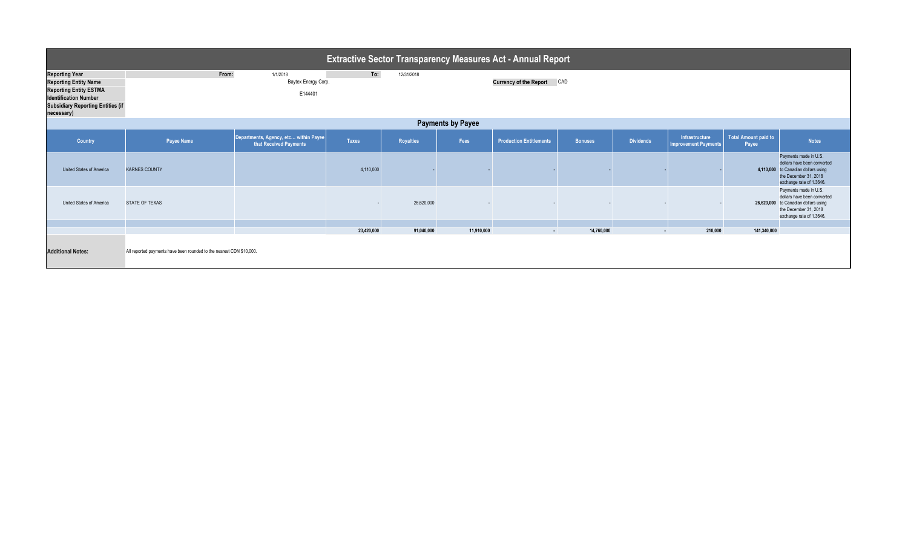# Extractive Sector Transparency Measures Act - Annual Report

| | | | | |
|---|---|---|---|---|
| **Reporting Year** | **From:** | 1/1/2018 | **To:** | 12/31/2018 |
| **Reporting Entity Name** | | Baytex Energy Corp. | **Currency of the Report** | CAD |
| **Reporting Entity ESTMA Identification Number** | | E144401 | | |
| **Subsidiary Reporting Entities (if necessary)** | | | | |

## Payments by Payee

| Country | Payee Name | Departments, Agency, etc... within Payee that Received Payments | Taxes | Royalties | Fees | Production Entitlements | Bonuses | Dividends | Infrastructure Improvement Payments | Total Amount paid to Payee | Notes |
|---|---|---|---|---|---|---|---|---|---|---|---|
| United States of America | KARNES COUNTY | | 4,110,000 | - | - | - | - | - | - | 4,110,000 | Payments made in U.S. dollars have been converted to Canadian dollars using the December 31, 2018 exchange rate of 1.3646. |
| United States of America | STATE OF TEXAS | | - | 26,620,000 | - | - | - | - | - | 26,620,000 | Payments made in U.S. dollars have been converted to Canadian dollars using the December 31, 2018 exchange rate of 1.3646. |
| | | | | | | | | | | | |
| | | | 23,420,000 | 91,040,000 | 11,910,000 | - | 14,760,000 | - | 210,000 | 141,340,000 | |

**Additional Notes:** All reported payments have been rounded to the nearest CDN $10,000.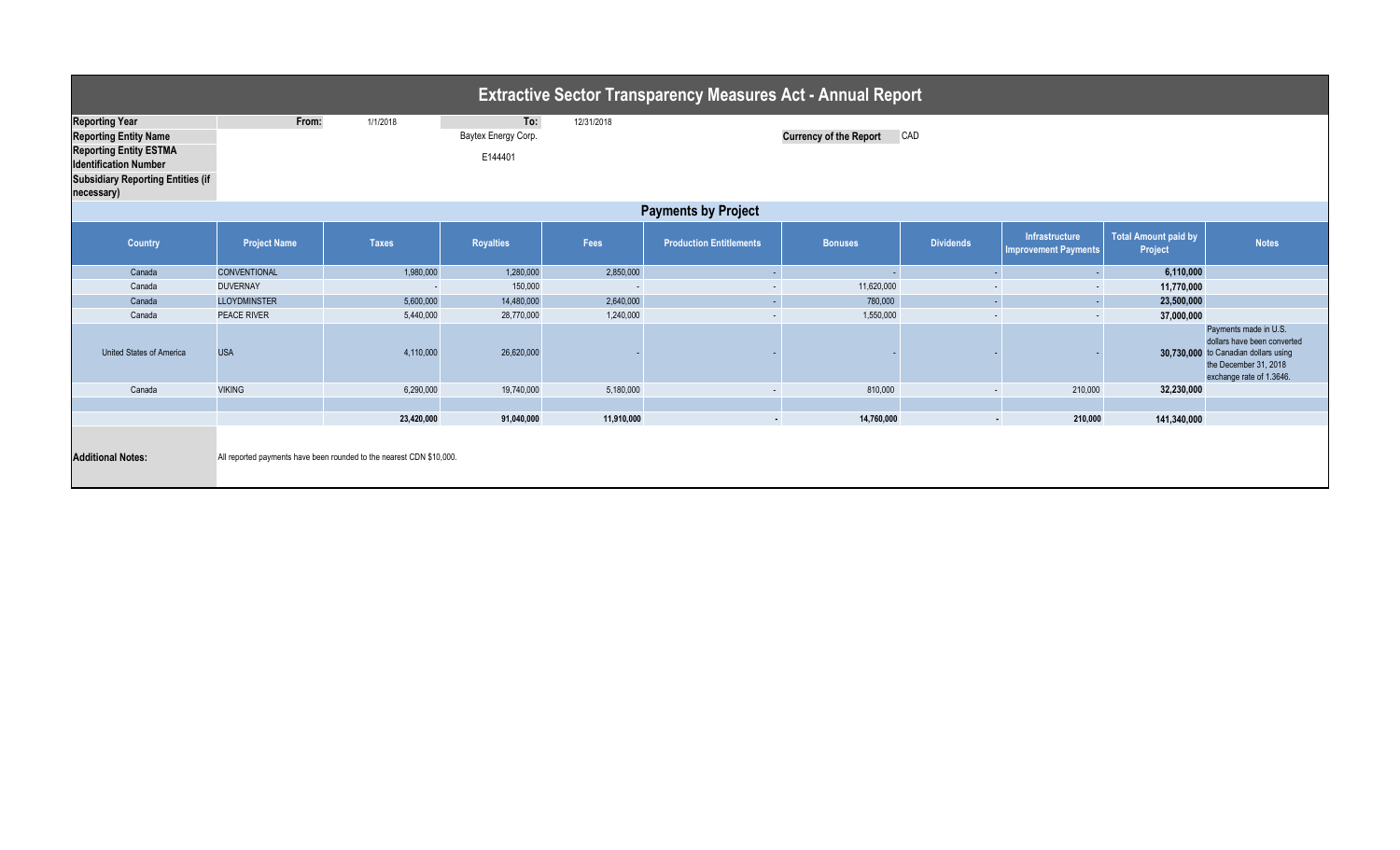# Extractive Sector Transparency Measures Act - Annual Report

| | | | | |
|---|---|---|---|---|
| **Reporting Year** | **From:** | 1/1/2018 | **To:** | 12/31/2018 |
| **Reporting Entity Name** | | | Baytex Energy Corp. | |
| **Reporting Entity ESTMA Identification Number** | | | E144401 | |
| **Subsidiary Reporting Entities (if necessary)** | | | | |

**Currency of the Report** CAD

## Payments by Project

| Country | Project Name | Taxes | Royalties | Fees | Production Entitlements | Bonuses | Dividends | Infrastructure Improvement Payments | Total Amount paid by Project | Notes |
|---|---|---|---|---|---|---|---|---|---|---|
| Canada | CONVENTIONAL | 1,980,000 | 1,280,000 | 2,850,000 | - | - | - | - | **6,110,000** | |
| Canada | DUVERNAY | - | 150,000 | - | - | 11,620,000 | - | - | **11,770,000** | |
| Canada | LLOYDMINSTER | 5,600,000 | 14,480,000 | 2,640,000 | - | 780,000 | - | - | **23,500,000** | |
| Canada | PEACE RIVER | 5,440,000 | 28,770,000 | 1,240,000 | - | 1,550,000 | - | - | **37,000,000** | |
| United States of America | USA | 4,110,000 | 26,620,000 | - | - | - | - | - | **30,730,000** | Payments made in U.S. dollars have been converted to Canadian dollars using the December 31, 2018 exchange rate of 1.3646. |
| Canada | VIKING | 6,290,000 | 19,740,000 | 5,180,000 | - | 810,000 | - | 210,000 | **32,230,000** | |
| | | | | | | | | | | |
| | | **23,420,000** | **91,040,000** | **11,910,000** | **-** | **14,760,000** | **-** | **210,000** | **141,340,000** | |

**Additional Notes:** All reported payments have been rounded to the nearest CDN $10,000.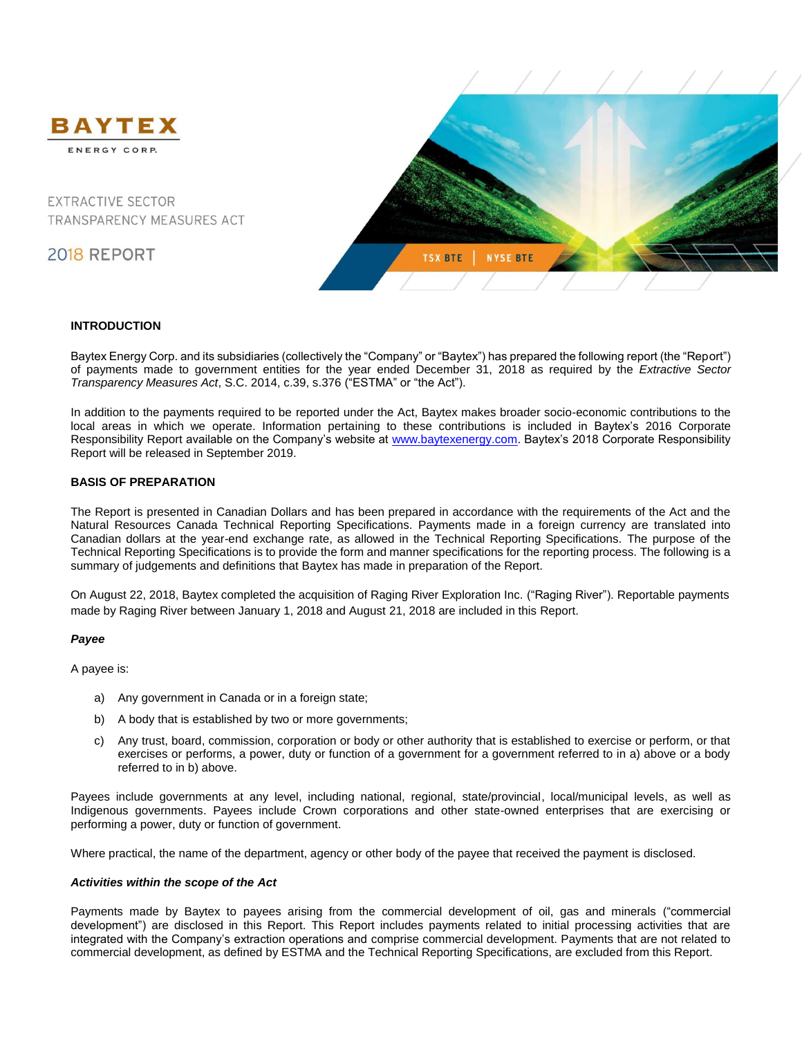BAYTEX

ENERGY CORP.

EXTRACTIVE SECTOR TRANSPARENCY MEASURES ACT

2018 REPORT

TSX BTE | NYSE BTE

## INTRODUCTION

Baytex Energy Corp. and its subsidiaries (collectively the "Company" or "Baytex") has prepared the following report (the "Report") of payments made to government entities for the year ended December 31, 2018 as required by the *Extractive Sector Transparency Measures Act*, S.C. 2014, c.39, s.376 ("ESTMA" or "the Act").

In addition to the payments required to be reported under the Act, Baytex makes broader socio-economic contributions to the local areas in which we operate. Information pertaining to these contributions is included in Baytex's 2016 Corporate Responsibility Report available on the Company's website at www.baytexenergy.com. Baytex's 2018 Corporate Responsibility Report will be released in September 2019.

## BASIS OF PREPARATION

The Report is presented in Canadian Dollars and has been prepared in accordance with the requirements of the Act and the Natural Resources Canada Technical Reporting Specifications. Payments made in a foreign currency are translated into Canadian dollars at the year-end exchange rate, as allowed in the Technical Reporting Specifications. The purpose of the Technical Reporting Specifications is to provide the form and manner specifications for the reporting process. The following is a summary of judgements and definitions that Baytex has made in preparation of the Report.

On August 22, 2018, Baytex completed the acquisition of Raging River Exploration Inc. ("Raging River"). Reportable payments made by Raging River between January 1, 2018 and August 21, 2018 are included in this Report.

### *Payee*

A payee is:

a) Any government in Canada or in a foreign state;
b) A body that is established by two or more governments;
c) Any trust, board, commission, corporation or body or other authority that is established to exercise or perform, or that exercises or performs, a power, duty or function of a government for a government referred to in a) above or a body referred to in b) above.

Payees include governments at any level, including national, regional, state/provincial, local/municipal levels, as well as Indigenous governments. Payees include Crown corporations and other state-owned enterprises that are exercising or performing a power, duty or function of government.

Where practical, the name of the department, agency or other body of the payee that received the payment is disclosed.

### *Activities within the scope of the Act*

Payments made by Baytex to payees arising from the commercial development of oil, gas and minerals ("commercial development") are disclosed in this Report. This Report includes payments related to initial processing activities that are integrated with the Company's extraction operations and comprise commercial development. Payments that are not related to commercial development, as defined by ESTMA and the Technical Reporting Specifications, are excluded from this Report.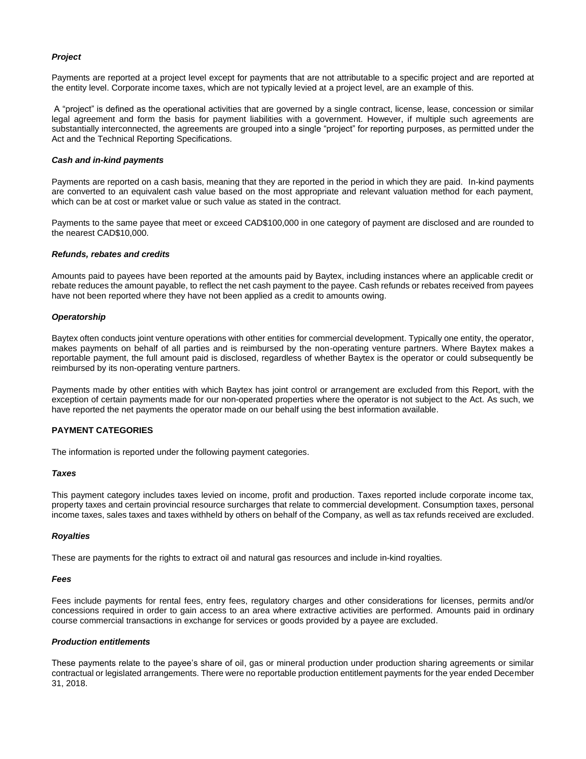### *Project*

Payments are reported at a project level except for payments that are not attributable to a specific project and are reported at the entity level. Corporate income taxes, which are not typically levied at a project level, are an example of this.

A "project" is defined as the operational activities that are governed by a single contract, license, lease, concession or similar legal agreement and form the basis for payment liabilities with a government. However, if multiple such agreements are substantially interconnected, the agreements are grouped into a single "project" for reporting purposes, as permitted under the Act and the Technical Reporting Specifications.

### *Cash and in-kind payments*

Payments are reported on a cash basis, meaning that they are reported in the period in which they are paid. In-kind payments are converted to an equivalent cash value based on the most appropriate and relevant valuation method for each payment, which can be at cost or market value or such value as stated in the contract.

Payments to the same payee that meet or exceed CAD$100,000 in one category of payment are disclosed and are rounded to the nearest CAD$10,000.

### *Refunds, rebates and credits*

Amounts paid to payees have been reported at the amounts paid by Baytex, including instances where an applicable credit or rebate reduces the amount payable, to reflect the net cash payment to the payee. Cash refunds or rebates received from payees have not been reported where they have not been applied as a credit to amounts owing.

### *Operatorship*

Baytex often conducts joint venture operations with other entities for commercial development. Typically one entity, the operator, makes payments on behalf of all parties and is reimbursed by the non-operating venture partners. Where Baytex makes a reportable payment, the full amount paid is disclosed, regardless of whether Baytex is the operator or could subsequently be reimbursed by its non-operating venture partners.

Payments made by other entities with which Baytex has joint control or arrangement are excluded from this Report, with the exception of certain payments made for our non-operated properties where the operator is not subject to the Act. As such, we have reported the net payments the operator made on our behalf using the best information available.

## PAYMENT CATEGORIES

The information is reported under the following payment categories.

### *Taxes*

This payment category includes taxes levied on income, profit and production. Taxes reported include corporate income tax, property taxes and certain provincial resource surcharges that relate to commercial development. Consumption taxes, personal income taxes, sales taxes and taxes withheld by others on behalf of the Company, as well as tax refunds received are excluded.

### *Royalties*

These are payments for the rights to extract oil and natural gas resources and include in-kind royalties.

### *Fees*

Fees include payments for rental fees, entry fees, regulatory charges and other considerations for licenses, permits and/or concessions required in order to gain access to an area where extractive activities are performed. Amounts paid in ordinary course commercial transactions in exchange for services or goods provided by a payee are excluded.

### *Production entitlements*

These payments relate to the payee's share of oil, gas or mineral production under production sharing agreements or similar contractual or legislated arrangements. There were no reportable production entitlement payments for the year ended December 31, 2018.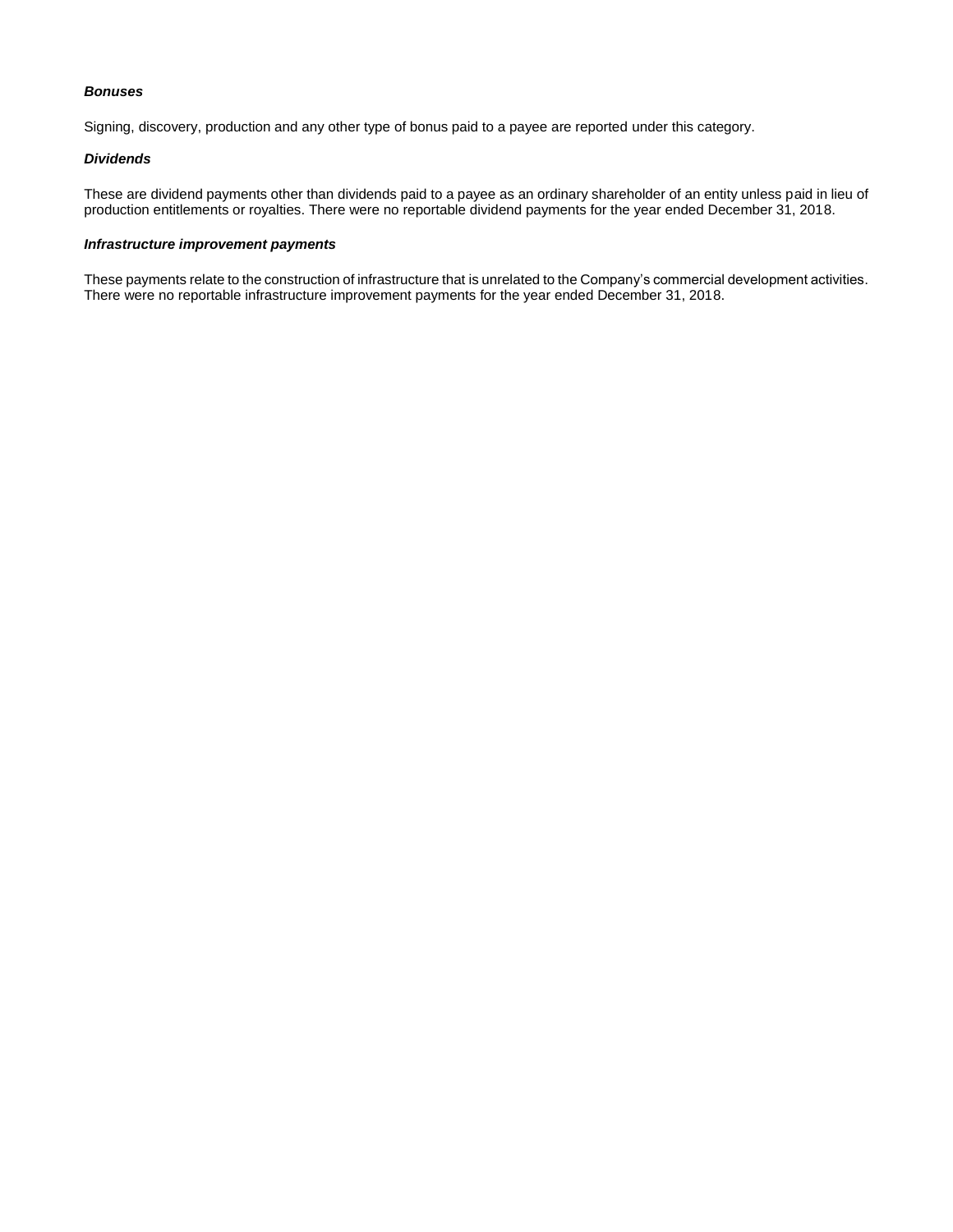***Bonuses***

Signing, discovery, production and any other type of bonus paid to a payee are reported under this category.

***Dividends***

These are dividend payments other than dividends paid to a payee as an ordinary shareholder of an entity unless paid in lieu of production entitlements or royalties. There were no reportable dividend payments for the year ended December 31, 2018.

***Infrastructure improvement payments***

These payments relate to the construction of infrastructure that is unrelated to the Company's commercial development activities. There were no reportable infrastructure improvement payments for the year ended December 31, 2018.